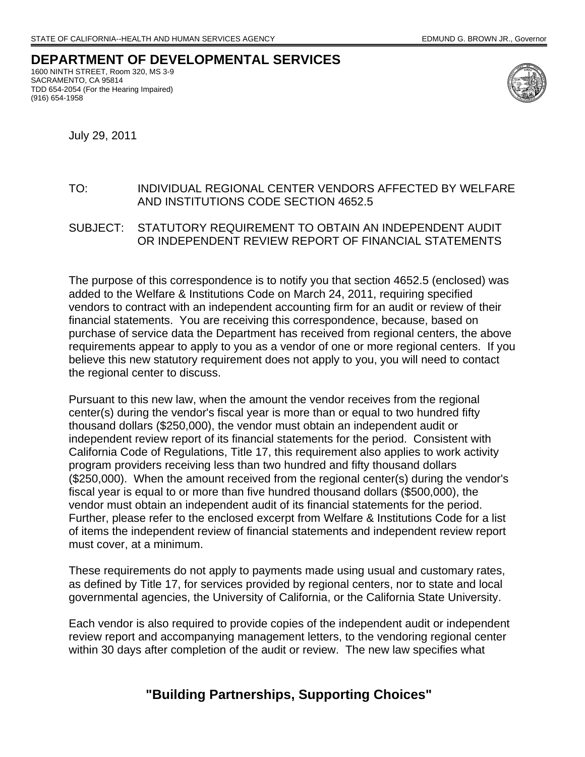STATE OF CALIFORNIA--HEALTH AND HUMAN SERVICES AGENCY EDMUND G. BROWN JR., Governor

# DEPARTMENT OF DEVELOPMENTAL SERVICES

1600 NINTH STREET, Room 320, MS 3-9
SACRAMENTO, CA 95814
TDD 654-2054 (For the Hearing Impaired)
(916) 654-1958

July 29, 2011

TO: INDIVIDUAL REGIONAL CENTER VENDORS AFFECTED BY WELFARE AND INSTITUTIONS CODE SECTION 4652.5

SUBJECT: STATUTORY REQUIREMENT TO OBTAIN AN INDEPENDENT AUDIT OR INDEPENDENT REVIEW REPORT OF FINANCIAL STATEMENTS

The purpose of this correspondence is to notify you that section 4652.5 (enclosed) was added to the Welfare & Institutions Code on March 24, 2011, requiring specified vendors to contract with an independent accounting firm for an audit or review of their financial statements. You are receiving this correspondence, because, based on purchase of service data the Department has received from regional centers, the above requirements appear to apply to you as a vendor of one or more regional centers. If you believe this new statutory requirement does not apply to you, you will need to contact the regional center to discuss.

Pursuant to this new law, when the amount the vendor receives from the regional center(s) during the vendor's fiscal year is more than or equal to two hundred fifty thousand dollars ($250,000), the vendor must obtain an independent audit or independent review report of its financial statements for the period. Consistent with California Code of Regulations, Title 17, this requirement also applies to work activity program providers receiving less than two hundred and fifty thousand dollars ($250,000). When the amount received from the regional center(s) during the vendor's fiscal year is equal to or more than five hundred thousand dollars ($500,000), the vendor must obtain an independent audit of its financial statements for the period. Further, please refer to the enclosed excerpt from Welfare & Institutions Code for a list of items the independent review of financial statements and independent review report must cover, at a minimum.

These requirements do not apply to payments made using usual and customary rates, as defined by Title 17, for services provided by regional centers, nor to state and local governmental agencies, the University of California, or the California State University.

Each vendor is also required to provide copies of the independent audit or independent review report and accompanying management letters, to the vendoring regional center within 30 days after completion of the audit or review. The new law specifies what

**"Building Partnerships, Supporting Choices"**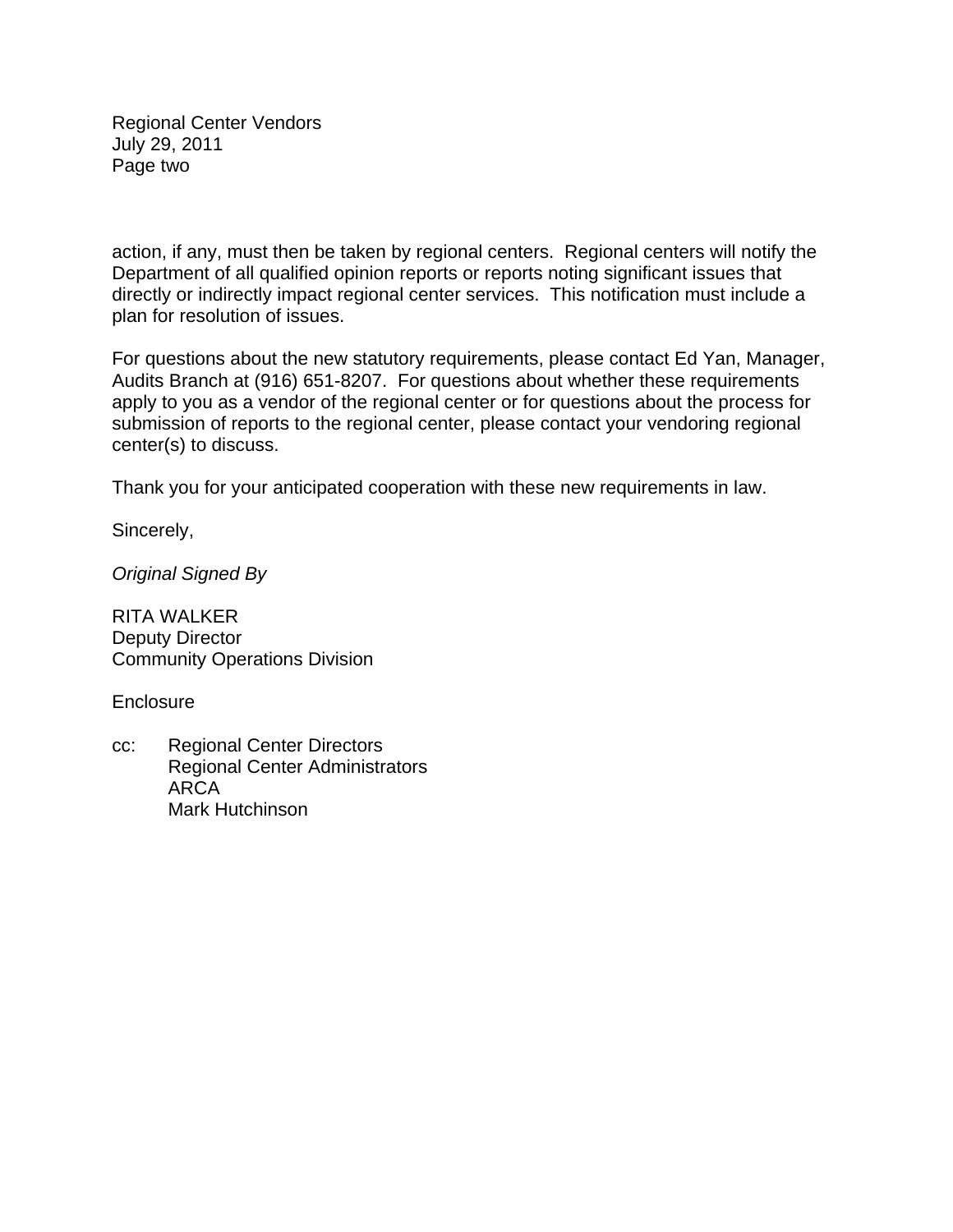action, if any, must then be taken by regional centers. Regional centers will notify the Department of all qualified opinion reports or reports noting significant issues that directly or indirectly impact regional center services. This notification must include a plan for resolution of issues.

For questions about the new statutory requirements, please contact Ed Yan, Manager, Audits Branch at (916) 651-8207. For questions about whether these requirements apply to you as a vendor of the regional center or for questions about the process for submission of reports to the regional center, please contact your vendoring regional center(s) to discuss.

Thank you for your anticipated cooperation with these new requirements in law.

Sincerely,

*Original Signed By*

RITA WALKER
Deputy Director
Community Operations Division

Enclosure

cc: Regional Center Directors
Regional Center Administrators
ARCA
Mark Hutchinson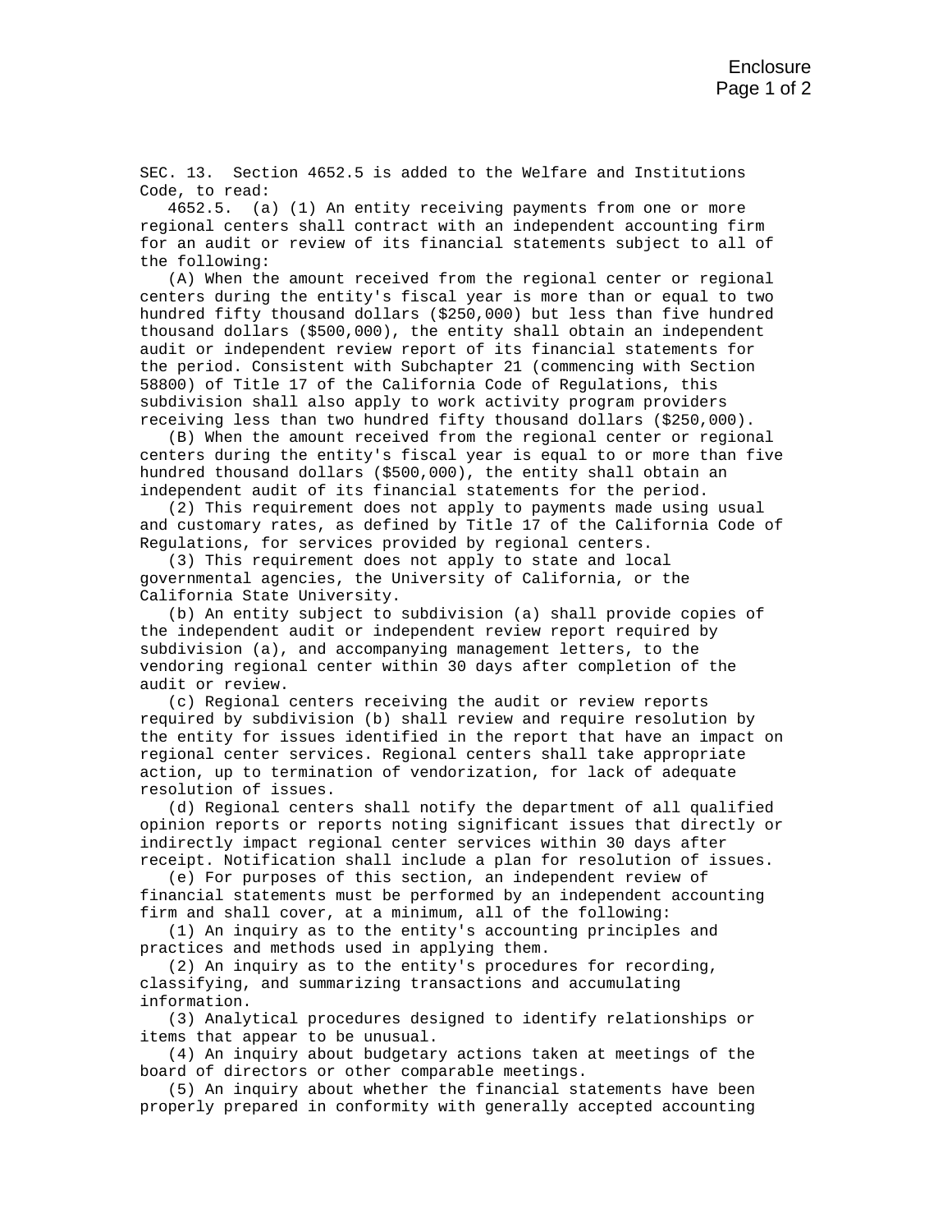SEC. 13. Section 4652.5 is added to the Welfare and Institutions Code, to read:

4652.5. (a) (1) An entity receiving payments from one or more regional centers shall contract with an independent accounting firm for an audit or review of its financial statements subject to all of the following:

(A) When the amount received from the regional center or regional centers during the entity's fiscal year is more than or equal to two hundred fifty thousand dollars ($250,000) but less than five hundred thousand dollars ($500,000), the entity shall obtain an independent audit or independent review report of its financial statements for the period. Consistent with Subchapter 21 (commencing with Section 58800) of Title 17 of the California Code of Regulations, this subdivision shall also apply to work activity program providers receiving less than two hundred fifty thousand dollars ($250,000).

(B) When the amount received from the regional center or regional centers during the entity's fiscal year is equal to or more than five hundred thousand dollars ($500,000), the entity shall obtain an independent audit of its financial statements for the period.

(2) This requirement does not apply to payments made using usual and customary rates, as defined by Title 17 of the California Code of Regulations, for services provided by regional centers.

(3) This requirement does not apply to state and local governmental agencies, the University of California, or the California State University.

(b) An entity subject to subdivision (a) shall provide copies of the independent audit or independent review report required by subdivision (a), and accompanying management letters, to the vendoring regional center within 30 days after completion of the audit or review.

(c) Regional centers receiving the audit or review reports required by subdivision (b) shall review and require resolution by the entity for issues identified in the report that have an impact on regional center services. Regional centers shall take appropriate action, up to termination of vendorization, for lack of adequate resolution of issues.

(d) Regional centers shall notify the department of all qualified opinion reports or reports noting significant issues that directly or indirectly impact regional center services within 30 days after receipt. Notification shall include a plan for resolution of issues.

(e) For purposes of this section, an independent review of financial statements must be performed by an independent accounting firm and shall cover, at a minimum, all of the following:

(1) An inquiry as to the entity's accounting principles and practices and methods used in applying them.

(2) An inquiry as to the entity's procedures for recording, classifying, and summarizing transactions and accumulating information.

(3) Analytical procedures designed to identify relationships or items that appear to be unusual.

(4) An inquiry about budgetary actions taken at meetings of the board of directors or other comparable meetings.

(5) An inquiry about whether the financial statements have been properly prepared in conformity with generally accepted accounting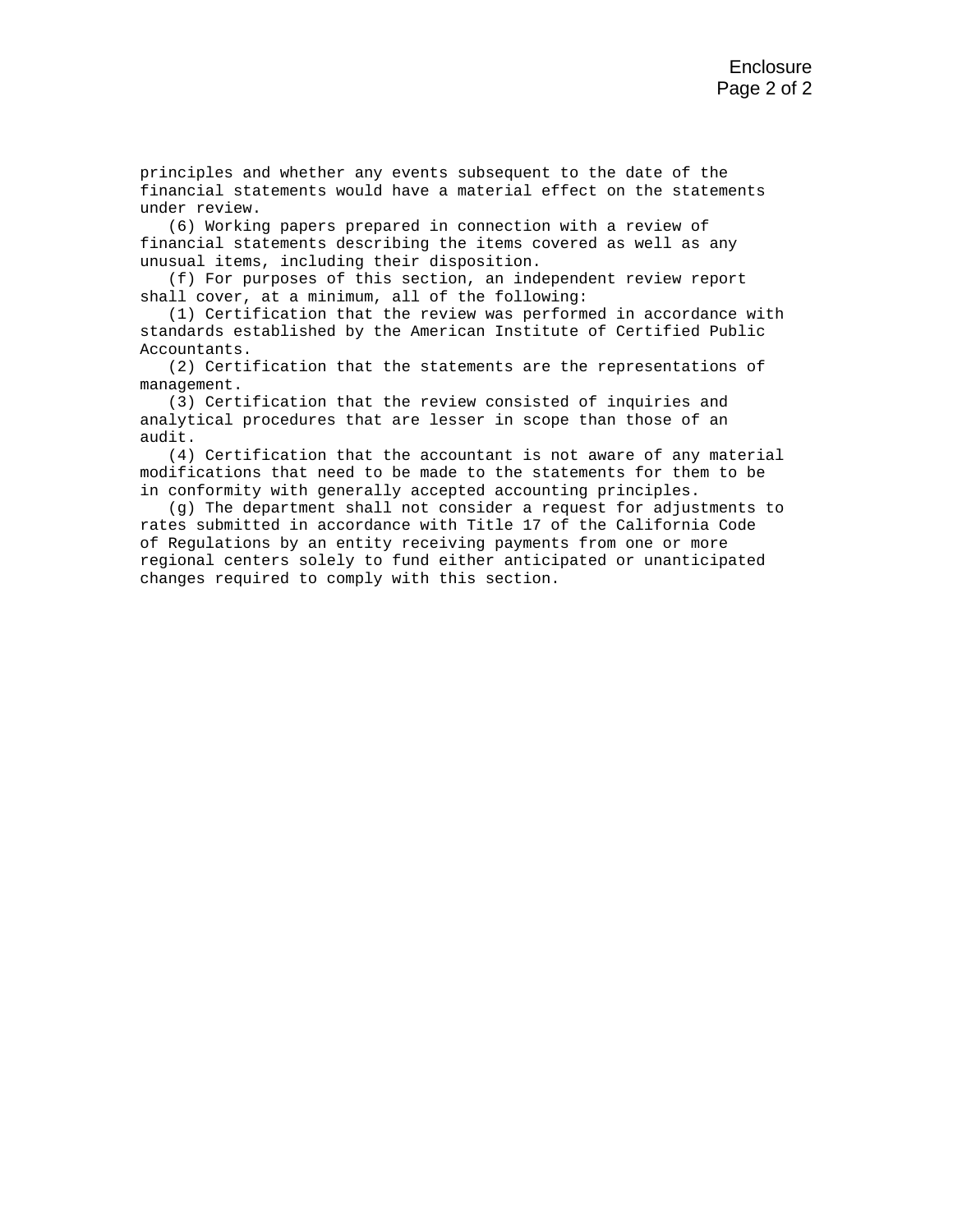principles and whether any events subsequent to the date of the financial statements would have a material effect on the statements under review.

(6) Working papers prepared in connection with a review of financial statements describing the items covered as well as any unusual items, including their disposition.

(f) For purposes of this section, an independent review report shall cover, at a minimum, all of the following:

(1) Certification that the review was performed in accordance with standards established by the American Institute of Certified Public Accountants.

(2) Certification that the statements are the representations of management.

(3) Certification that the review consisted of inquiries and analytical procedures that are lesser in scope than those of an audit.

(4) Certification that the accountant is not aware of any material modifications that need to be made to the statements for them to be in conformity with generally accepted accounting principles.

(g) The department shall not consider a request for adjustments to rates submitted in accordance with Title 17 of the California Code of Regulations by an entity receiving payments from one or more regional centers solely to fund either anticipated or unanticipated changes required to comply with this section.